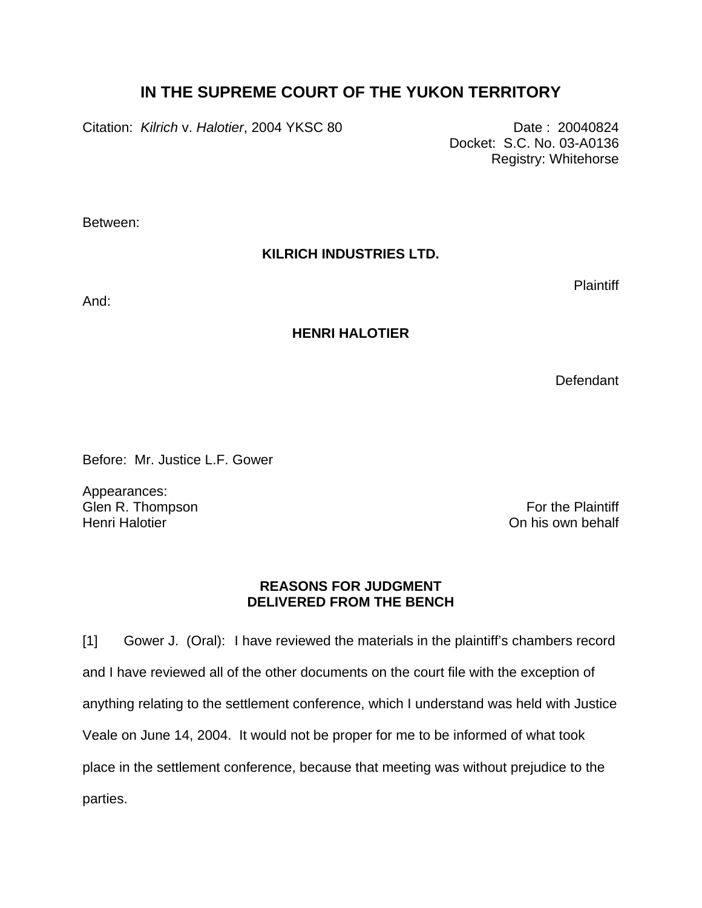# IN THE SUPREME COURT OF THE YUKON TERRITORY

Citation: *Kilrich* v. *Halotier*, 2004 YKSC 80

Date : 20040824
Docket: S.C. No. 03-A0136
Registry: Whitehorse

Between:

**KILRICH INDUSTRIES LTD.**

Plaintiff

And:

**HENRI HALOTIER**

Defendant

Before: Mr. Justice L.F. Gower

Appearances:

Glen R. Thompson — For the Plaintiff

Henri Halotier — On his own behalf

## REASONS FOR JUDGMENT DELIVERED FROM THE BENCH

[1] Gower J. (Oral): I have reviewed the materials in the plaintiff's chambers record and I have reviewed all of the other documents on the court file with the exception of anything relating to the settlement conference, which I understand was held with Justice Veale on June 14, 2004. It would not be proper for me to be informed of what took place in the settlement conference, because that meeting was without prejudice to the parties.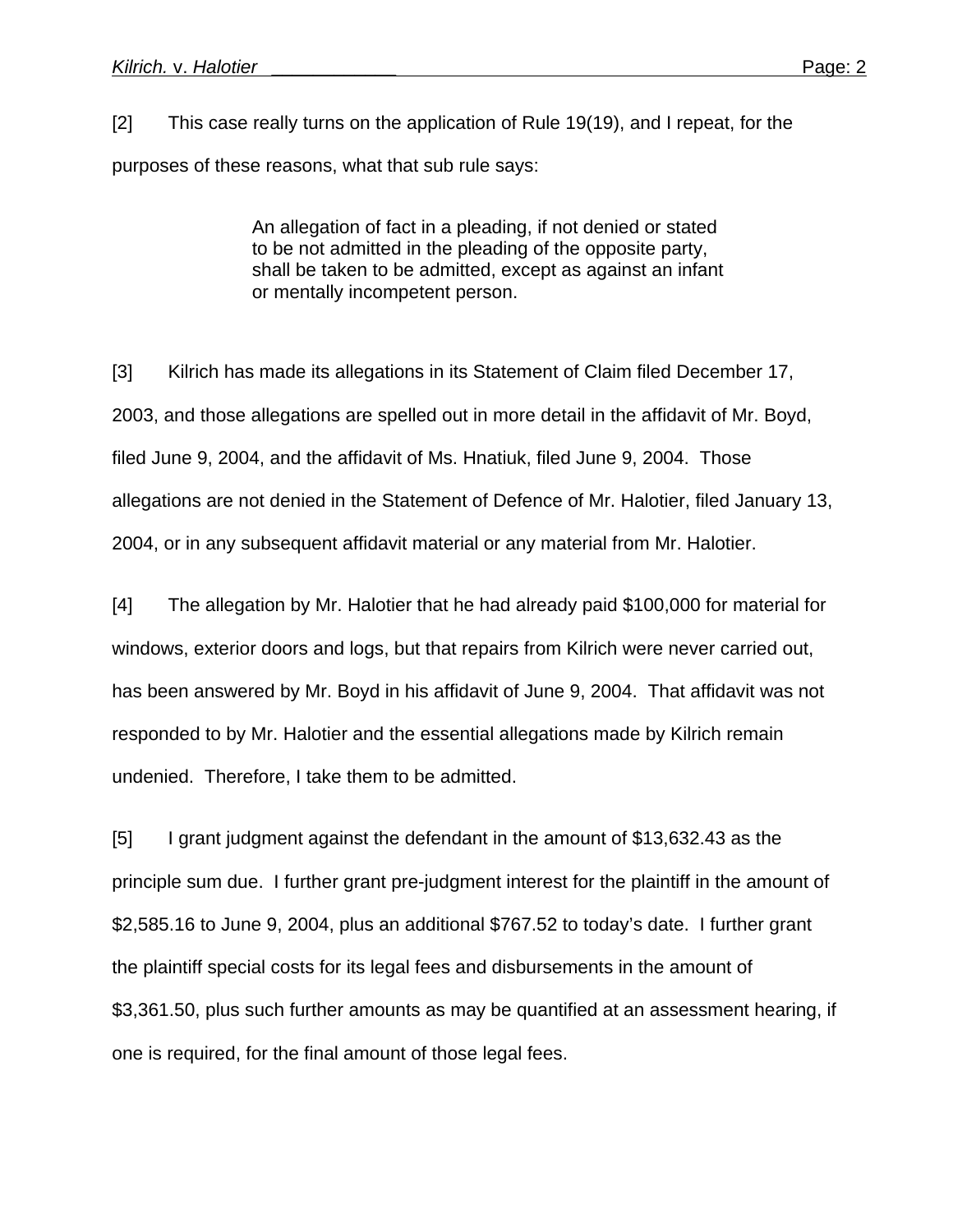[2] This case really turns on the application of Rule 19(19), and I repeat, for the purposes of these reasons, what that sub rule says:

> An allegation of fact in a pleading, if not denied or stated to be not admitted in the pleading of the opposite party, shall be taken to be admitted, except as against an infant or mentally incompetent person.

[3] Kilrich has made its allegations in its Statement of Claim filed December 17, 2003, and those allegations are spelled out in more detail in the affidavit of Mr. Boyd, filed June 9, 2004, and the affidavit of Ms. Hnatiuk, filed June 9, 2004. Those allegations are not denied in the Statement of Defence of Mr. Halotier, filed January 13, 2004, or in any subsequent affidavit material or any material from Mr. Halotier.

[4] The allegation by Mr. Halotier that he had already paid $100,000 for material for windows, exterior doors and logs, but that repairs from Kilrich were never carried out, has been answered by Mr. Boyd in his affidavit of June 9, 2004. That affidavit was not responded to by Mr. Halotier and the essential allegations made by Kilrich remain undenied. Therefore, I take them to be admitted.

[5] I grant judgment against the defendant in the amount of $13,632.43 as the principle sum due. I further grant pre-judgment interest for the plaintiff in the amount of $2,585.16 to June 9, 2004, plus an additional $767.52 to today's date. I further grant the plaintiff special costs for its legal fees and disbursements in the amount of $3,361.50, plus such further amounts as may be quantified at an assessment hearing, if one is required, for the final amount of those legal fees.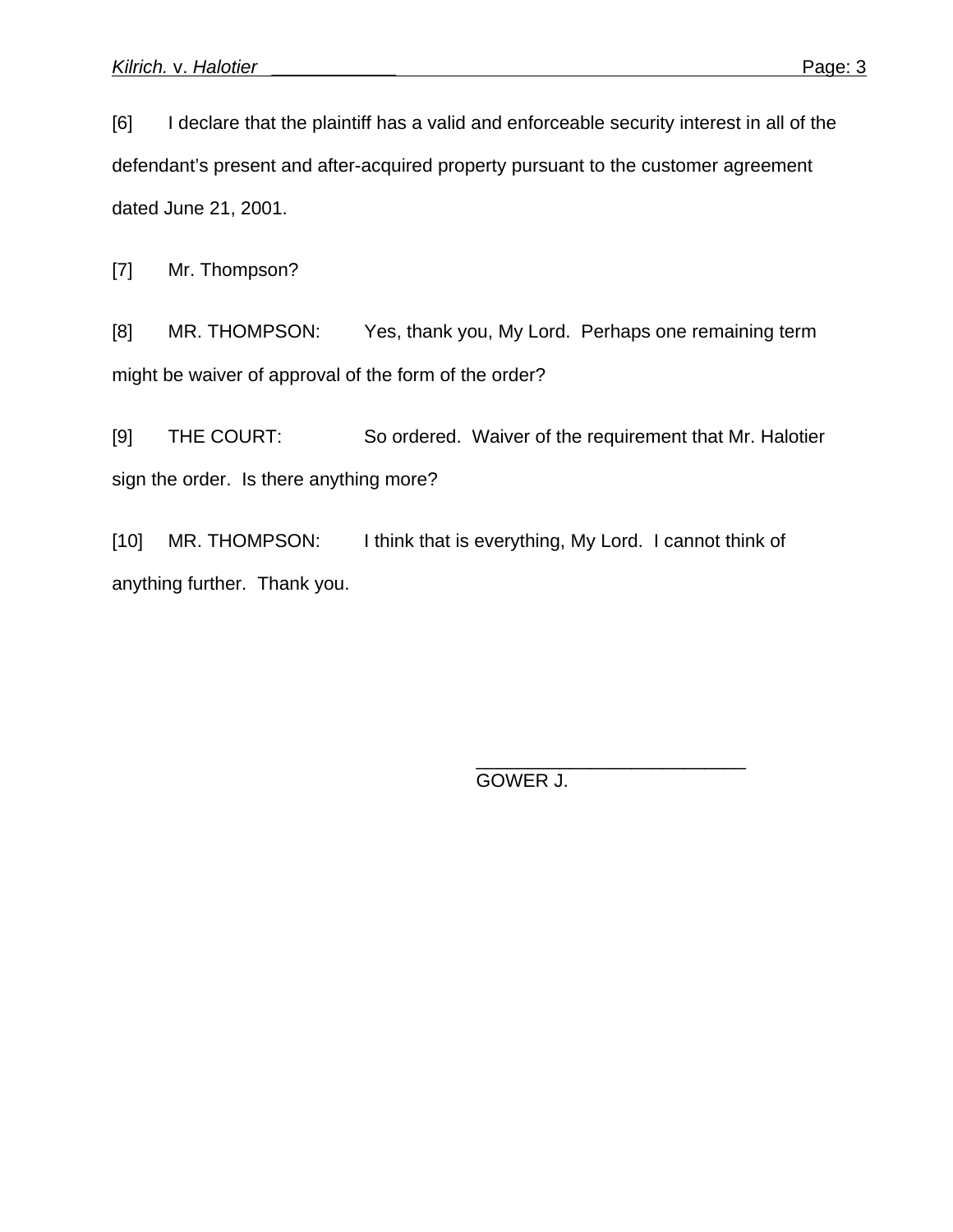[6] I declare that the plaintiff has a valid and enforceable security interest in all of the defendant's present and after-acquired property pursuant to the customer agreement dated June 21, 2001.

[7] Mr. Thompson?

[8] MR. THOMPSON: Yes, thank you, My Lord. Perhaps one remaining term might be waiver of approval of the form of the order?

[9] THE COURT: So ordered. Waiver of the requirement that Mr. Halotier sign the order. Is there anything more?

[10] MR. THOMPSON: I think that is everything, My Lord. I cannot think of anything further. Thank you.

\_\_\_\_\_\_\_\_\_\_\_\_\_\_\_\_\_\_\_\_\_\_\_\_\_\_

GOWER J.